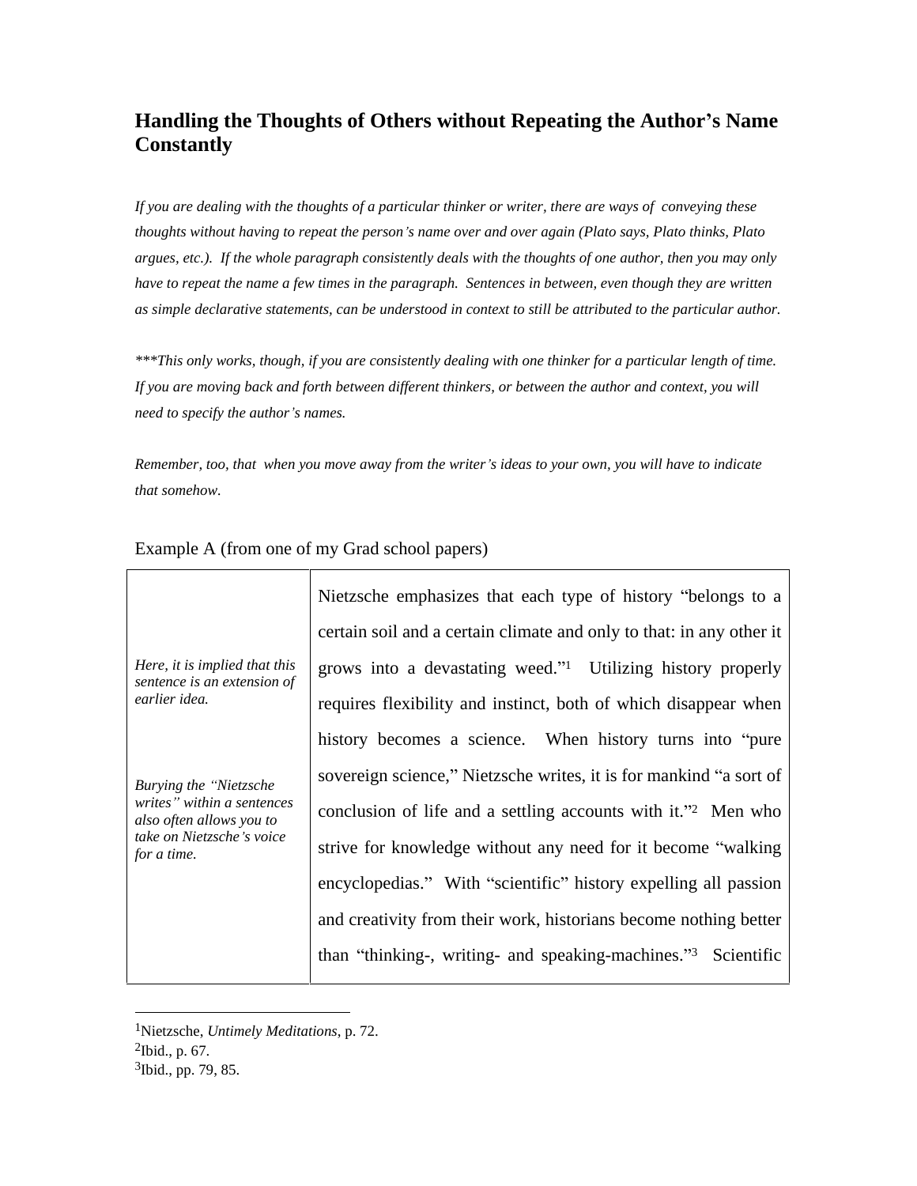# Handling the Thoughts of Others without Repeating the Author's Name Constantly

*If you are dealing with the thoughts of a particular thinker or writer, there are ways of conveying these thoughts without having to repeat the person's name over and over again (Plato says, Plato thinks, Plato argues, etc.). If the whole paragraph consistently deals with the thoughts of one author, then you may only have to repeat the name a few times in the paragraph. Sentences in between, even though they are written as simple declarative statements, can be understood in context to still be attributed to the particular author.*

*\*\*\*This only works, though, if you are consistently dealing with one thinker for a particular length of time. If you are moving back and forth between different thinkers, or between the author and context, you will need to specify the author's names.*

*Remember, too, that when you move away from the writer's ideas to your own, you will have to indicate that somehow.*

Example A (from one of my Grad school papers)

| | |
|---|---|
| *Here, it is implied that this sentence is an extension of earlier idea.*<br><br>*Burying the "Nietzsche writes" within a sentences also often allows you to take on Nietzsche's voice for a time.* | Nietzsche emphasizes that each type of history "belongs to a certain soil and a certain climate and only to that: in any other it grows into a devastating weed."[1] Utilizing history properly requires flexibility and instinct, both of which disappear when history becomes a science. When history turns into "pure sovereign science," Nietzsche writes, it is for mankind "a sort of conclusion of life and a settling accounts with it."[2] Men who strive for knowledge without any need for it become "walking encyclopedias." With "scientific" history expelling all passion and creativity from their work, historians become nothing better than "thinking-, writing- and speaking-machines."[3] Scientific |

[1]Nietzsche, *Untimely Meditations*, p. 72.
[2]Ibid., p. 67.
[3]Ibid., pp. 79, 85.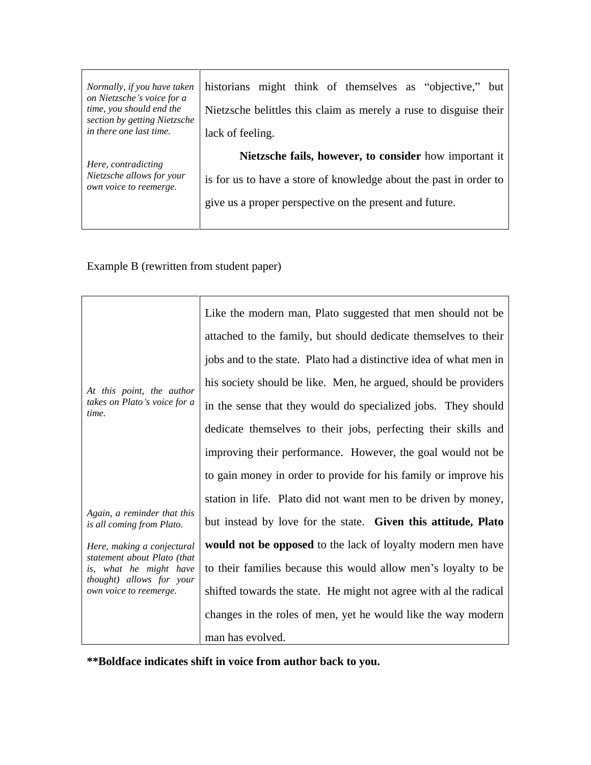| | |
|---|---|
| *Normally, if you have taken on Nietzsche's voice for a time, you should end the section by getting Nietzsche in there one last time.* | historians might think of themselves as "objective," but Nietzsche belittles this claim as merely a ruse to disguise their lack of feeling. |
| *Here, contradicting Nietzsche allows for your own voice to reemerge.* | **Nietzsche fails, however, to consider** how important it is for us to have a store of knowledge about the past in order to give us a proper perspective on the present and future. |

Example B (rewritten from student paper)

| | |
|---|---|
| *At this point, the author takes on Plato's voice for a time.* | Like the modern man, Plato suggested that men should not be attached to the family, but should dedicate themselves to their jobs and to the state. Plato had a distinctive idea of what men in his society should be like. Men, he argued, should be providers in the sense that they would do specialized jobs. They should dedicate themselves to their jobs, perfecting their skills and improving their performance. However, the goal would not be to gain money in order to provide for his family or improve his station in life. |
| *Again, a reminder that this is all coming from Plato.* | Plato did not want men to be driven by money, but instead by love for the state. |
| *Here, making a conjectural statement about Plato (that is, what he might have thought) allows for your own voice to reemerge.* | **Given this attitude, Plato would not be opposed** to the lack of loyalty modern men have to their families because this would allow men's loyalty to be shifted towards the state. He might not agree with al the radical changes in the roles of men, yet he would like the way modern man has evolved. |

****Boldface indicates shift in voice from author back to you.**